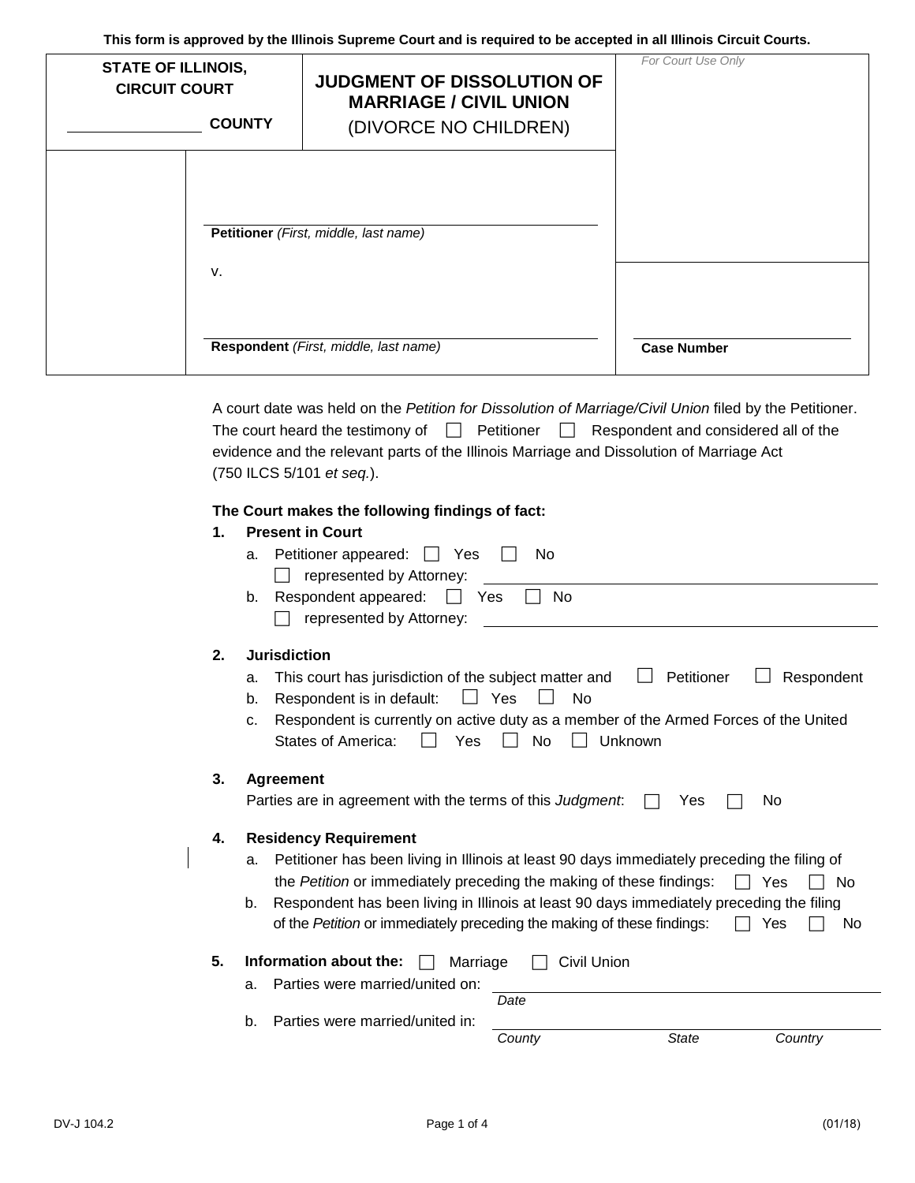**This form is approved by the Illinois Supreme Court and is required to be accepted in all Illinois Circuit Courts.**

| STATE OF ILLINOIS, CIRCUIT COURT ______________ COUNTY | **JUDGMENT OF DISSOLUTION OF MARRIAGE / CIVIL UNION** (DIVORCE NO CHILDREN) | *For Court Use Only* |
|---|---|---|
| | ______________________________ **Petitioner** *(First, middle, last name)* v. ______________________________ **Respondent** *(First, middle, last name)* | ______________ **Case Number** |

A court date was held on the *Petition for Dissolution of Marriage/Civil Union* filed by the Petitioner. The court heard the testimony of ☐ Petitioner ☐ Respondent and considered all of the evidence and the relevant parts of the Illinois Marriage and Dissolution of Marriage Act (750 ILCS 5/101 *et seq.*).

**The Court makes the following findings of fact:**

1. **Present in Court**
   a. Petitioner appeared: ☐ Yes ☐ No
   ☐ represented by Attorney: ______________________________
   b. Respondent appeared: ☐ Yes ☐ No
   ☐ represented by Attorney: ______________________________

2. **Jurisdiction**
   a. This court has jurisdiction of the subject matter and ☐ Petitioner ☐ Respondent
   b. Respondent is in default: ☐ Yes ☐ No
   c. Respondent is currently on active duty as a member of the Armed Forces of the United States of America: ☐ Yes ☐ No ☐ Unknown

3. **Agreement**
   Parties are in agreement with the terms of this *Judgment*: ☐ Yes ☐ No

4. **Residency Requirement**
   a. Petitioner has been living in Illinois at least 90 days immediately preceding the filing of the *Petition* or immediately preceding the making of these findings: ☐ Yes ☐ No
   b. Respondent has been living in Illinois at least 90 days immediately preceding the filing of the *Petition* or immediately preceding the making of these findings: ☐ Yes ☐ No

5. **Information about the:** ☐ Marriage ☐ Civil Union
   a. Parties were married/united on: ______________________________
   *Date*
   b. Parties were married/united in: ______________________________
   *County* *State* *Country*

DV-J 104.2 (01/18)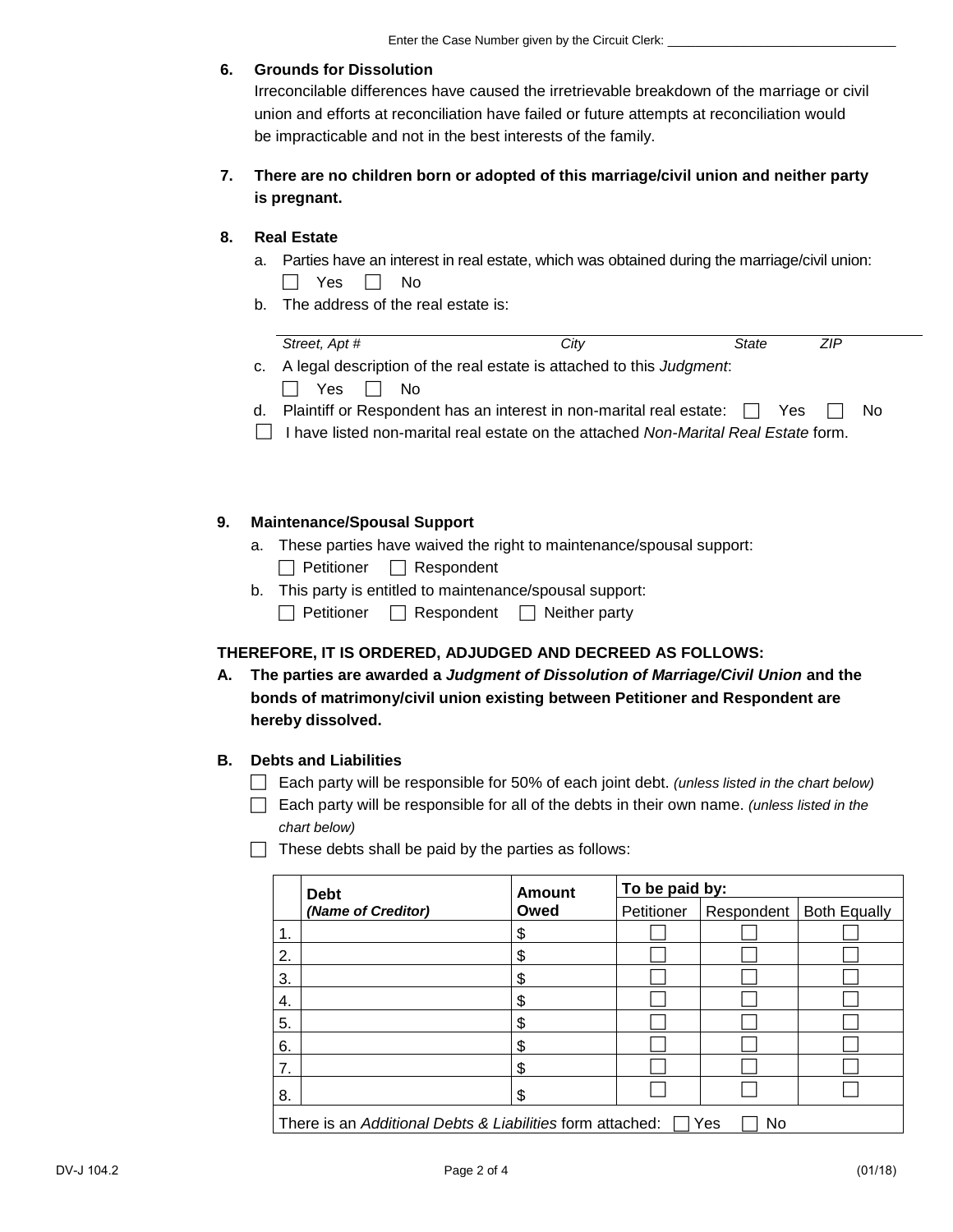Enter the Case Number given by the Circuit Clerk: ________________________________

**6. Grounds for Dissolution**

Irreconcilable differences have caused the irretrievable breakdown of the marriage or civil union and efforts at reconciliation have failed or future attempts at reconciliation would be impracticable and not in the best interests of the family.

**7. There are no children born or adopted of this marriage/civil union and neither party is pregnant.**

**8. Real Estate**

a. Parties have an interest in real estate, which was obtained during the marriage/civil union:
☐ Yes ☐ No

b. The address of the real estate is:

______________________________________________________________
*Street, Apt #* *City* *State* *ZIP*

c. A legal description of the real estate is attached to this *Judgment*:
☐ Yes ☐ No

d. Plaintiff or Respondent has an interest in non-marital real estate: ☐ Yes ☐ No

☐ I have listed non-marital real estate on the attached *Non-Marital Real Estate* form.

**9. Maintenance/Spousal Support**

a. These parties have waived the right to maintenance/spousal support:
☐ Petitioner ☐ Respondent

b. This party is entitled to maintenance/spousal support:
☐ Petitioner ☐ Respondent ☐ Neither party

**THEREFORE, IT IS ORDERED, ADJUDGED AND DECREED AS FOLLOWS:**

**A. The parties are awarded a *Judgment of Dissolution of Marriage/Civil Union* and the bonds of matrimony/civil union existing between Petitioner and Respondent are hereby dissolved.**

**B. Debts and Liabilities**

☐ Each party will be responsible for 50% of each joint debt. *(unless listed in the chart below)*

☐ Each party will be responsible for all of the debts in their own name. *(unless listed in the chart below)*

☐ These debts shall be paid by the parties as follows:

| | **Debt** *(Name of Creditor)* | **Amount Owed** | **To be paid by:** | | |
|---|---|---|---|---|---|
| | | | Petitioner | Respondent | Both Equally |
| 1. | | $ | ☐ | ☐ | ☐ |
| 2. | | $ | ☐ | ☐ | ☐ |
| 3. | | $ | ☐ | ☐ | ☐ |
| 4. | | $ | ☐ | ☐ | ☐ |
| 5. | | $ | ☐ | ☐ | ☐ |
| 6. | | $ | ☐ | ☐ | ☐ |
| 7. | | $ | ☐ | ☐ | ☐ |
| 8. | | $ | ☐ | ☐ | ☐ |

There is an *Additional Debts & Liabilities* form attached: ☐ Yes ☐ No

DV-J 104.2 (01/18)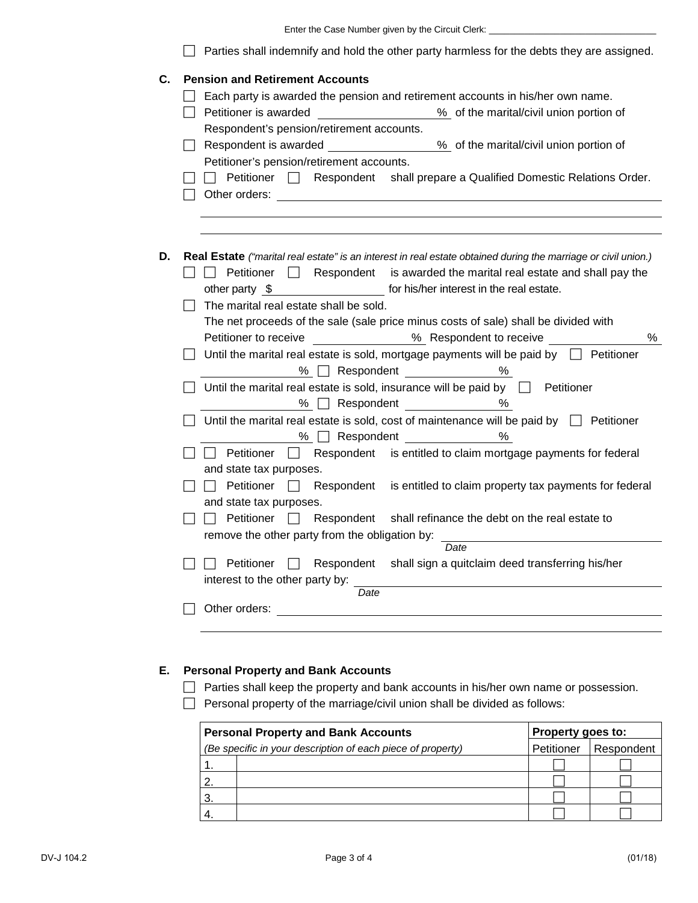Enter the Case Number given by the Circuit Clerk: ______________________________

☐ Parties shall indemnify and hold the other party harmless for the debts they are assigned.

**C. Pension and Retirement Accounts**

☐ Each party is awarded the pension and retirement accounts in his/her own name.

☐ Petitioner is awarded __________% of the marital/civil union portion of Respondent's pension/retirement accounts.

☐ Respondent is awarded __________% of the marital/civil union portion of Petitioner's pension/retirement accounts.

☐ ☐ Petitioner ☐ Respondent shall prepare a Qualified Domestic Relations Order.

☐ Other orders: ______________________________________________________________

________________________________________________________________________

________________________________________________________________________

**D. Real Estate** *("marital real estate" is an interest in real estate obtained during the marriage or civil union.)*

☐ ☐ Petitioner ☐ Respondent is awarded the marital real estate and shall pay the other party $__________ for his/her interest in the real estate.

☐ The marital real estate shall be sold.
The net proceeds of the sale (sale price minus costs of sale) shall be divided with Petitioner to receive __________% Respondent to receive __________%

☐ Until the marital real estate is sold, mortgage payments will be paid by ☐ Petitioner __________% ☐ Respondent __________%

☐ Until the marital real estate is sold, insurance will be paid by ☐ Petitioner __________% ☐ Respondent __________%

☐ Until the marital real estate is sold, cost of maintenance will be paid by ☐ Petitioner __________% ☐ Respondent __________%

☐ ☐ Petitioner ☐ Respondent is entitled to claim mortgage payments for federal and state tax purposes.

☐ ☐ Petitioner ☐ Respondent is entitled to claim property tax payments for federal and state tax purposes.

☐ ☐ Petitioner ☐ Respondent shall refinance the debt on the real estate to remove the other party from the obligation by: ______________________
*Date*

☐ ☐ Petitioner ☐ Respondent shall sign a quitclaim deed transferring his/her interest to the other party by: ______________________
*Date*

☐ Other orders: ______________________________________________________________

________________________________________________________________________

**E. Personal Property and Bank Accounts**

☐ Parties shall keep the property and bank accounts in his/her own name or possession.

☐ Personal property of the marriage/civil union shall be divided as follows:

| **Personal Property and Bank Accounts** | | **Property goes to:** | |
|---|---|---|---|
| *(Be specific in your description of each piece of property)* | | Petitioner | Respondent |
| 1. | | ☐ | ☐ |
| 2. | | ☐ | ☐ |
| 3. | | ☐ | ☐ |
| 4. | | ☐ | ☐ |

DV-J 104.2 (01/18)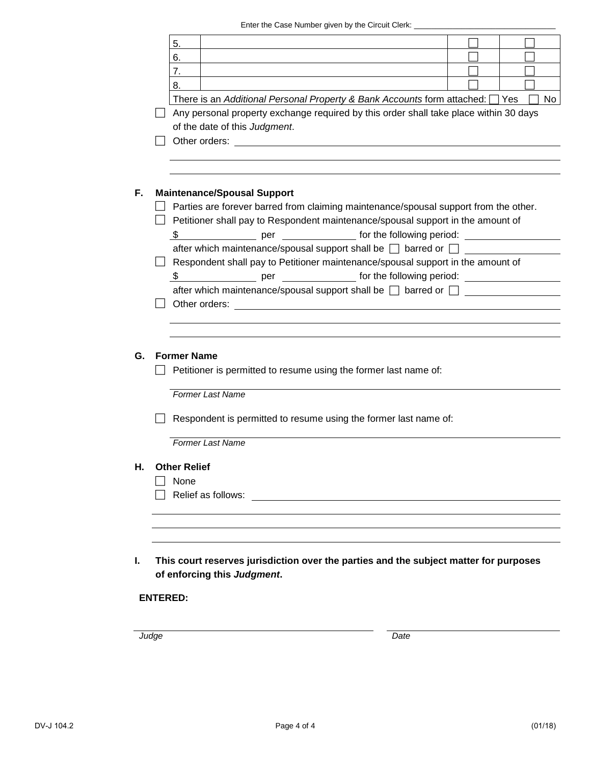Enter the Case Number given by the Circuit Clerk: ______________________________

| | | | |
|---|---|---|---|
| 5. | | ☐ | ☐ |
| 6. | | ☐ | ☐ |
| 7. | | ☐ | ☐ |
| 8. | | ☐ | ☐ |
| There is an *Additional Personal Property & Bank Accounts* form attached: ☐ Yes ☐ No | | | |

☐ Any personal property exchange required by this order shall take place within 30 days of the date of this *Judgment*.

☐ Other orders: ______________________________

______________________________

______________________________

**F. Maintenance/Spousal Support**

☐ Parties are forever barred from claiming maintenance/spousal support from the other.

☐ Petitioner shall pay to Respondent maintenance/spousal support in the amount of $____________ per ____________ for the following period: ____________
after which maintenance/spousal support shall be ☐ barred or ☐ ____________

☐ Respondent shall pay to Petitioner maintenance/spousal support in the amount of $____________ per ____________ for the following period: ____________
after which maintenance/spousal support shall be ☐ barred or ☐ ____________

☐ Other orders: ______________________________

______________________________

______________________________

**G. Former Name**

☐ Petitioner is permitted to resume using the former last name of:

______________________________
*Former Last Name*

☐ Respondent is permitted to resume using the former last name of:

______________________________
*Former Last Name*

**H. Other Relief**

☐ None

☐ Relief as follows: ______________________________

______________________________

______________________________

______________________________

**I. This court reserves jurisdiction over the parties and the subject matter for purposes of enforcing this *Judgment*.**

**ENTERED:**

______________________________ ______________________________
*Judge* *Date*

DV-J 104.2 (01/18)